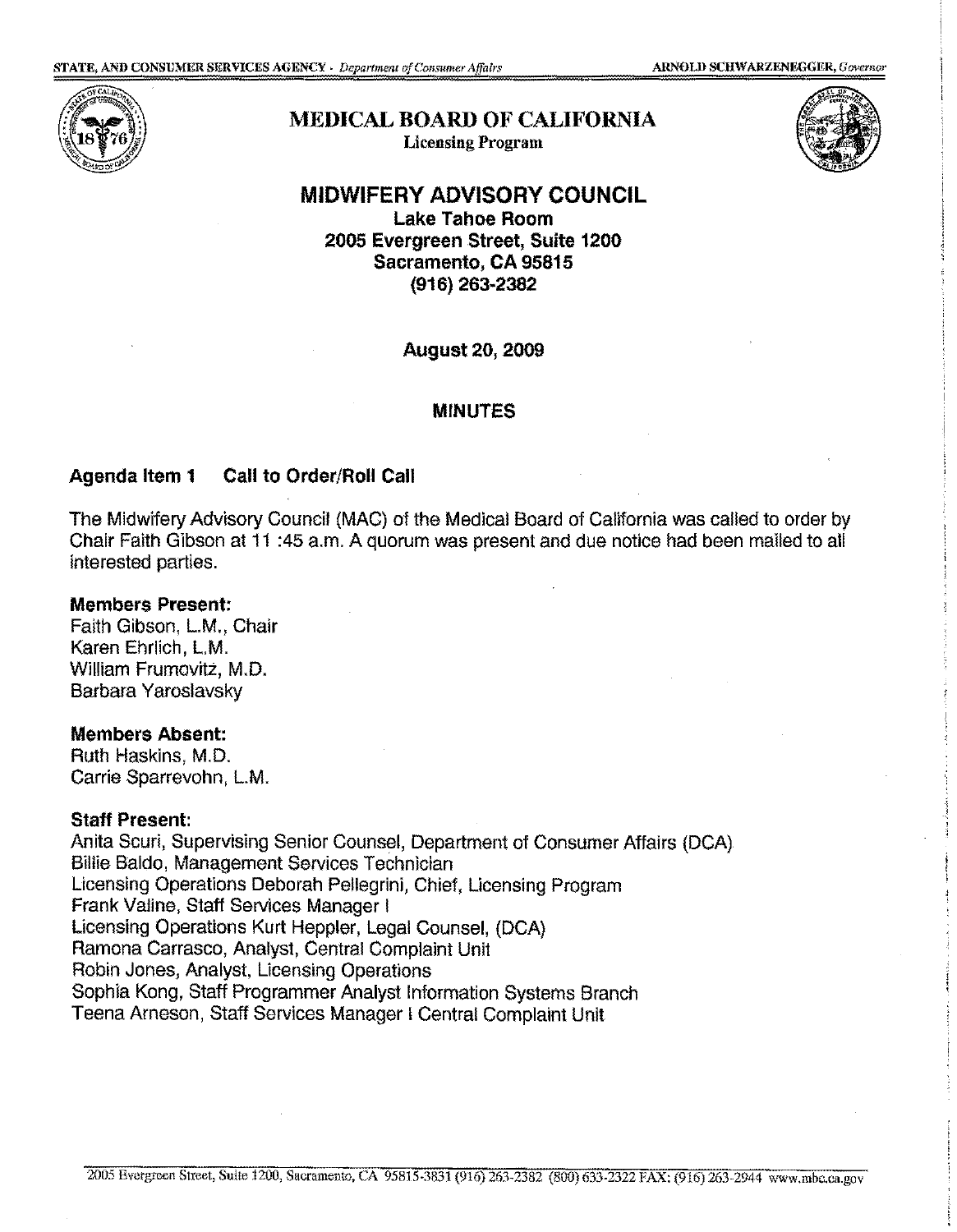STATE, AND CONSUMER SERVICES AGENCY - *Department of Consumer Affairs* ARNOLD SCHWARZENEGGER, *Governor*

# MEDICAL BOARD OF CALIFORNIA

Licensing Program

## MIDWIFERY ADVISORY COUNCIL

**Lake Tahoe Room**
**2005 Evergreen Street, Suite 1200**
**Sacramento, CA 95815**
**(916) 263-2382**

**August 20, 2009**

**MINUTES**

### Agenda Item 1 Call to Order/Roll Call

The Midwifery Advisory Council (MAC) of the Medical Board of California was called to order by Chair Faith Gibson at 11 :45 a.m. A quorum was present and due notice had been mailed to all interested parties.

**Members Present:**
Faith Gibson, L.M., Chair
Karen Ehrlich, L.M.
William Frumovitz, M.D.
Barbara Yaroslavsky

**Members Absent:**
Ruth Haskins, M.D.
Carrie Sparrevohn, L.M.

**Staff Present:**
Anita Scuri, Supervising Senior Counsel, Department of Consumer Affairs (DCA)
Billie Baldo, Management Services Technician
Licensing Operations Deborah Pellegrini, Chief, Licensing Program
Frank Valine, Staff Services Manager I
Licensing Operations Kurt Heppler, Legal Counsel, (DCA)
Ramona Carrasco, Analyst, Central Complaint Unit
Robin Jones, Analyst, Licensing Operations
Sophia Kong, Staff Programmer Analyst Information Systems Branch
Teena Arneson, Staff Services Manager I Central Complaint Unit

2005 Evergreen Street, Suite 1200, Sacramento, CA 95815-3831 (916) 263-2382 (800) 633-2322 FAX: (916) 263-2944 www.mbc.ca.gov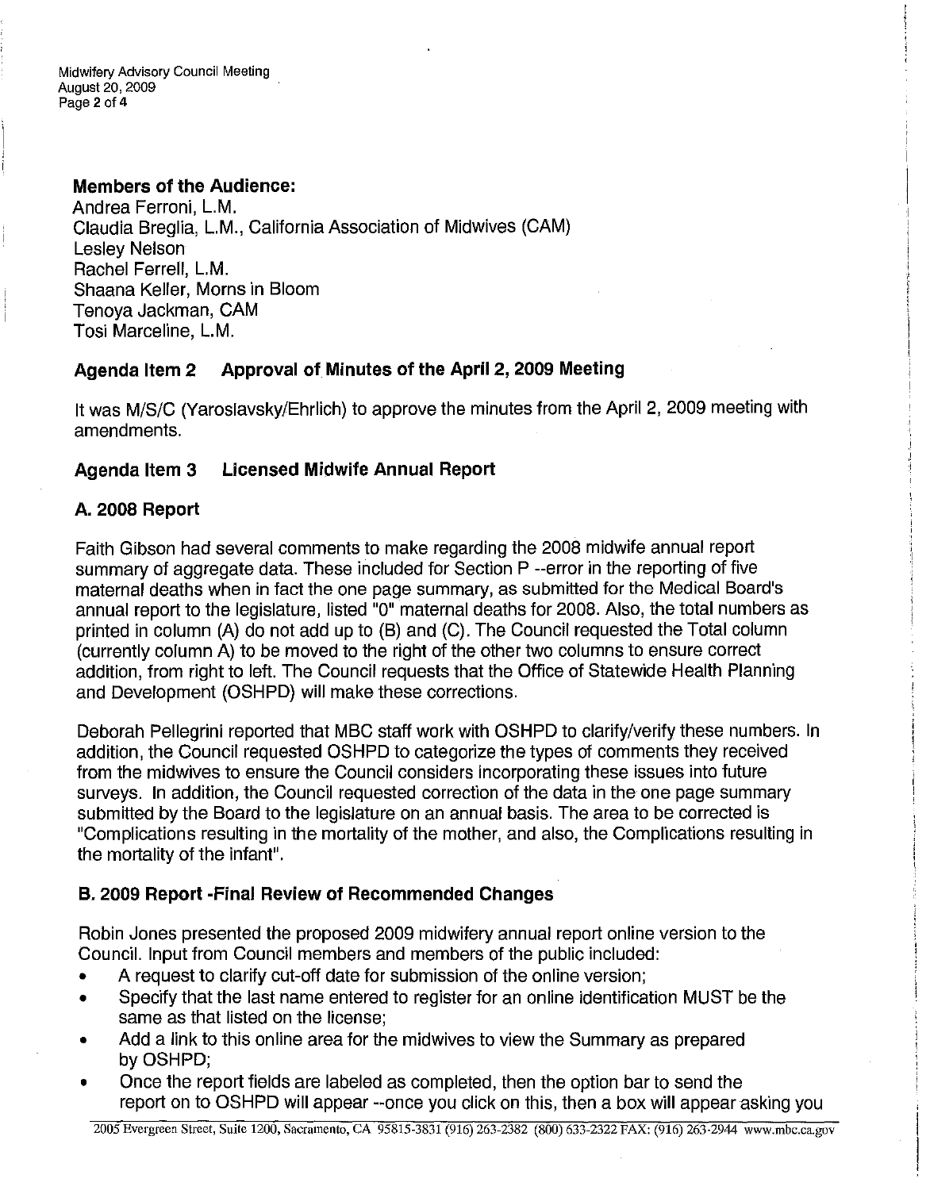**Members of the Audience:**
Andrea Ferroni, L.M.
Claudia Breglia, L.M., California Association of Midwives (CAM)
Lesley Nelson
Rachel Ferrell, L.M.
Shaana Keller, Moms in Bloom
Tenoya Jackman, CAM
Tosi Marceline, L.M.

## Agenda Item 2 Approval of Minutes of the April 2, 2009 Meeting

It was M/S/C (Yaroslavsky/Ehrlich) to approve the minutes from the April 2, 2009 meeting with amendments.

## Agenda Item 3 Licensed Midwife Annual Report

### A. 2008 Report

Faith Gibson had several comments to make regarding the 2008 midwife annual report summary of aggregate data. These included for Section P --error in the reporting of five maternal deaths when in fact the one page summary, as submitted for the Medical Board's annual report to the legislature, listed "0" maternal deaths for 2008. Also, the total numbers as printed in column (A) do not add up to (B) and (C). The Council requested the Total column (currently column A) to be moved to the right of the other two columns to ensure correct addition, from right to left. The Council requests that the Office of Statewide Health Planning and Development (OSHPD) will make these corrections.

Deborah Pellegrini reported that MBC staff work with OSHPD to clarify/verify these numbers. In addition, the Council requested OSHPD to categorize the types of comments they received from the midwives to ensure the Council considers incorporating these issues into future surveys. In addition, the Council requested correction of the data in the one page summary submitted by the Board to the legislature on an annual basis. The area to be corrected is "Complications resulting in the mortality of the mother, and also, the Complications resulting in the mortality of the infant".

### B. 2009 Report -Final Review of Recommended Changes

Robin Jones presented the proposed 2009 midwifery annual report online version to the Council. Input from Council members and members of the public included:

- A request to clarify cut-off date for submission of the online version;
- Specify that the last name entered to register for an online identification MUST be the same as that listed on the license;
- Add a link to this online area for the midwives to view the Summary as prepared by OSHPD;
- Once the report fields are labeled as completed, then the option bar to send the report on to OSHPD will appear --once you click on this, then a box will appear asking you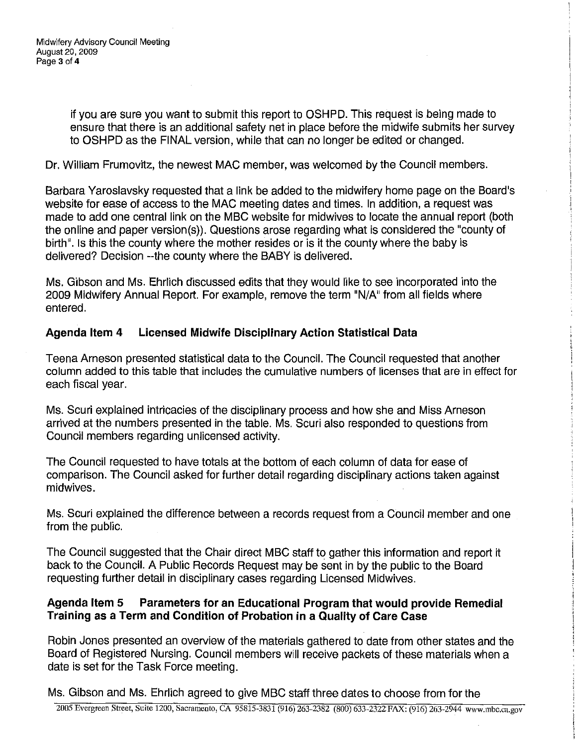if you are sure you want to submit this report to OSHPD. This request is being made to ensure that there is an additional safety net in place before the midwife submits her survey to OSHPD as the FINAL version, while that can no longer be edited or changed.

Dr. William Frumovitz, the newest MAC member, was welcomed by the Council members.

Barbara Yaroslavsky requested that a link be added to the midwifery home page on the Board's website for ease of access to the MAC meeting dates and times. In addition, a request was made to add one central link on the MBC website for midwives to locate the annual report (both the online and paper version(s)). Questions arose regarding what is considered the "county of birth". Is this the county where the mother resides or is it the county where the baby is delivered? Decision --the county where the BABY is delivered.

Ms. Gibson and Ms. Ehrlich discussed edits that they would like to see incorporated into the 2009 Midwifery Annual Report. For example, remove the term "N/A" from all fields where entered.

**Agenda Item 4 Licensed Midwife Disciplinary Action Statistical Data**

Teena Arneson presented statistical data to the Council. The Council requested that another column added to this table that includes the cumulative numbers of licenses that are in effect for each fiscal year.

Ms. Scuri explained intricacies of the disciplinary process and how she and Miss Arneson arrived at the numbers presented in the table. Ms. Scuri also responded to questions from Council members regarding unlicensed activity.

The Council requested to have totals at the bottom of each column of data for ease of comparison. The Council asked for further detail regarding disciplinary actions taken against midwives.

Ms. Scuri explained the difference between a records request from a Council member and one from the public.

The Council suggested that the Chair direct MBC staff to gather this information and report it back to the Council. A Public Records Request may be sent in by the public to the Board requesting further detail in disciplinary cases regarding Licensed Midwives.

**Agenda Item 5 Parameters for an Educational Program that would provide Remedial Training as a Term and Condition of Probation in a Quality of Care Case**

Robin Jones presented an overview of the materials gathered to date from other states and the Board of Registered Nursing. Council members will receive packets of these materials when a date is set for the Task Force meeting.

Ms. Gibson and Ms. Ehrlich agreed to give MBC staff three dates to choose from for the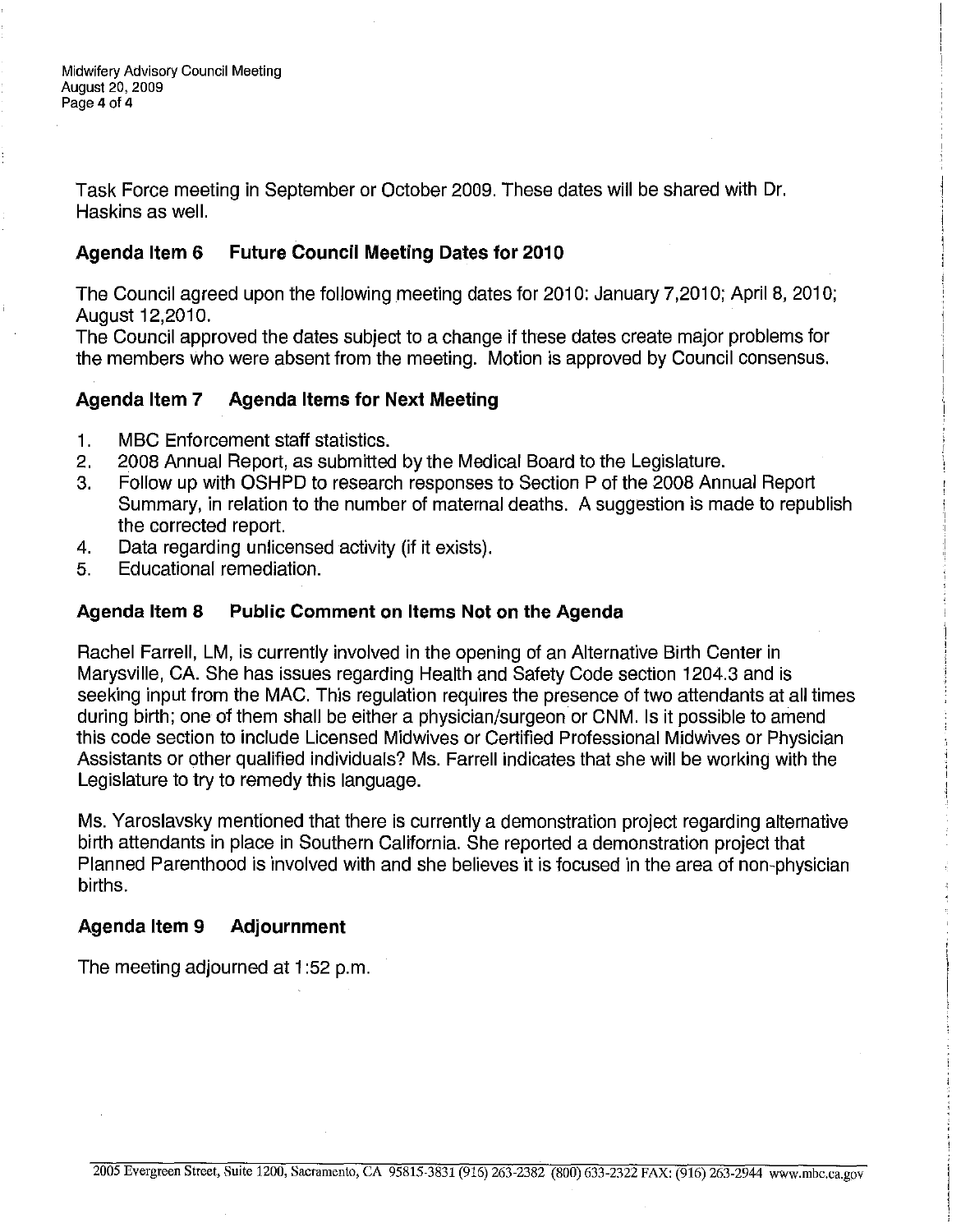Task Force meeting in September or October 2009. These dates will be shared with Dr. Haskins as well.

### Agenda Item 6 Future Council Meeting Dates for 2010

The Council agreed upon the following meeting dates for 2010: January 7,2010; April 8, 2010; August 12,2010.
The Council approved the dates subject to a change if these dates create major problems for the members who were absent from the meeting. Motion is approved by Council consensus.

### Agenda Item 7 Agenda Items for Next Meeting

1. MBC Enforcement staff statistics.
2. 2008 Annual Report, as submitted by the Medical Board to the Legislature.
3. Follow up with OSHPD to research responses to Section P of the 2008 Annual Report Summary, in relation to the number of maternal deaths. A suggestion is made to republish the corrected report.
4. Data regarding unlicensed activity (if it exists).
5. Educational remediation.

### Agenda Item 8 Public Comment on Items Not on the Agenda

Rachel Farrell, LM, is currently involved in the opening of an Alternative Birth Center in Marysville, CA. She has issues regarding Health and Safety Code section 1204.3 and is seeking input from the MAC. This regulation requires the presence of two attendants at all times during birth; one of them shall be either a physician/surgeon or CNM. Is it possible to amend this code section to include Licensed Midwives or Certified Professional Midwives or Physician Assistants or other qualified individuals? Ms. Farrell indicates that she will be working with the Legislature to try to remedy this language.

Ms. Yaroslavsky mentioned that there is currently a demonstration project regarding alternative birth attendants in place in Southern California. She reported a demonstration project that Planned Parenthood is involved with and she believes it is focused in the area of non-physician births.

### Agenda Item 9 Adjournment

The meeting adjourned at 1:52 p.m.